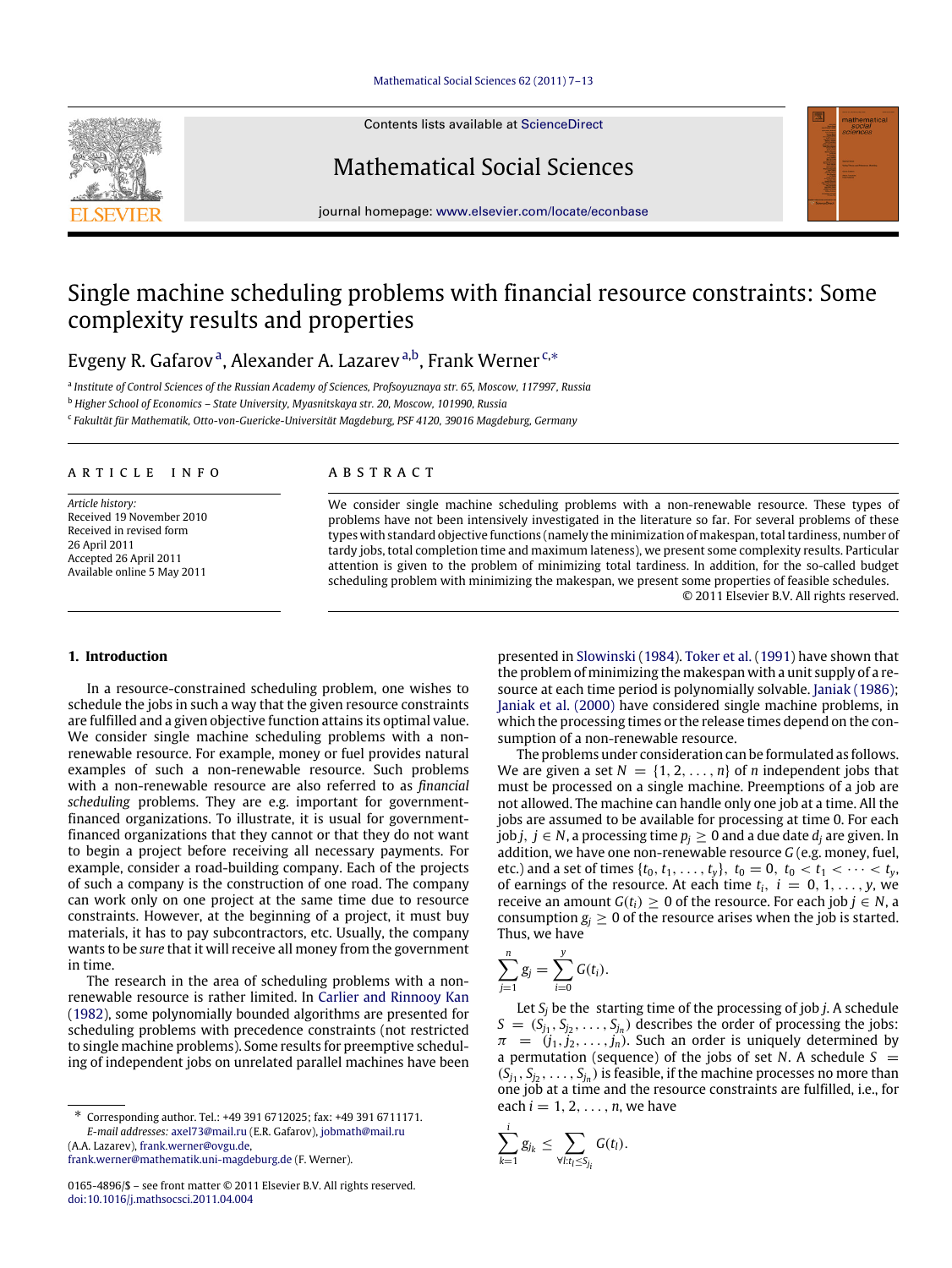# Single machine scheduling problems with financial resource constraints: Some complexity results and properties

Evgeny R. Gafarov [a], Alexander A. Lazarev [a,b], Frank Werner [c,*]

[a] Institute of Control Sciences of the Russian Academy of Sciences, Profsoyuznaya str. 65, Moscow, 117997, Russia

[b] Higher School of Economics – State University, Myasnitskaya str. 20, Moscow, 101990, Russia

[c] Fakultät für Mathematik, Otto-von-Guericke-Universität Magdeburg, PSF 4120, 39016 Magdeburg, Germany

## ARTICLE INFO

*Article history:*
Received 19 November 2010
Received in revised form
26 April 2011
Accepted 26 April 2011
Available online 5 May 2011

## ABSTRACT

We consider single machine scheduling problems with a non-renewable resource. These types of problems have not been intensively investigated in the literature so far. For several problems of these types with standard objective functions (namely the minimization of makespan, total tardiness, number of tardy jobs, total completion time and maximum lateness), we present some complexity results. Particular attention is given to the problem of minimizing total tardiness. In addition, for the so-called budget scheduling problem with minimizing the makespan, we present some properties of feasible schedules.

© 2011 Elsevier B.V. All rights reserved.

## 1. Introduction

In a resource-constrained scheduling problem, one wishes to schedule the jobs in such a way that the given resource constraints are fulfilled and a given objective function attains its optimal value. We consider single machine scheduling problems with a non-renewable resource. For example, money or fuel provides natural examples of such a non-renewable resource. Such problems with a non-renewable resource are also referred to as *financial scheduling* problems. They are e.g. important for government-financed organizations. To illustrate, it is usual for government-financed organizations that they cannot or that they do not want to begin a project before receiving all necessary payments. For example, consider a road-building company. Each of the projects of such a company is the construction of one road. The company can work only on one project at the same time due to resource constraints. However, at the beginning of a project, it must buy materials, it has to pay subcontractors, etc. Usually, the company wants to be *sure* that it will receive all money from the government in time.

The research in the area of scheduling problems with a non-renewable resource is rather limited. In Carlier and Rinnooy Kan (1982), some polynomially bounded algorithms are presented for scheduling problems with precedence constraints (not restricted to single machine problems). Some results for preemptive scheduling of independent jobs on unrelated parallel machines have been presented in Slowinski (1984). Toker et al. (1991) have shown that the problem of minimizing the makespan with a unit supply of a resource at each time period is polynomially solvable. Janiak (1986); Janiak et al. (2000) have considered single machine problems, in which the processing times or the release times depend on the consumption of a non-renewable resource.

The problems under consideration can be formulated as follows. We are given a set $N = \{1, 2, \ldots, n\}$ of $n$ independent jobs that must be processed on a single machine. Preemptions of a job are not allowed. The machine can handle only one job at a time. All the jobs are assumed to be available for processing at time 0. For each job $j$, $j \in N$, a processing time $p_j \geq 0$ and a due date $d_j$ are given. In addition, we have one non-renewable resource $G$ (e.g. money, fuel, etc.) and a set of times $\{t_0, t_1, \ldots, t_y\}$, $t_0 = 0$, $t_0 < t_1 < \cdots < t_y$, of earnings of the resource. At each time $t_i$, $i = 0, 1, \ldots, y$, we receive an amount $G(t_i) \geq 0$ of the resource. For each job $j \in N$, a consumption $g_j \geq 0$ of the resource arises when the job is started. Thus, we have

$$\sum_{j=1}^{n} g_j = \sum_{i=0}^{y} G(t_i).$$

Let $S_j$ be the starting time of the processing of job $j$. A schedule $S = (S_{j_1}, S_{j_2}, \ldots, S_{j_n})$ describes the order of processing the jobs: $\pi = (j_1, j_2, \ldots, j_n)$. Such an order is uniquely determined by a permutation (sequence) of the jobs of set $N$. A schedule $S = (S_{j_1}, S_{j_2}, \ldots, S_{j_n})$ is feasible, if the machine processes no more than one job at a time and the resource constraints are fulfilled, i.e., for each $i = 1, 2, \ldots, n$, we have

$$\sum_{k=1}^{i} g_{j_k} \leq \sum_{\forall l: t_l \leq S_{j_i}} G(t_l).$$

* Corresponding author. Tel.: +49 391 6712025; fax: +49 391 6711171.
*E-mail addresses:* axel73@mail.ru (E.R. Gafarov), jobmath@mail.ru (A.A. Lazarev), frank.werner@ovgu.de, frank.werner@mathematik.uni-magdeburg.de (F. Werner).

0165-4896/$ – see front matter © 2011 Elsevier B.V. All rights reserved.
doi:10.1016/j.mathsocsci.2011.04.004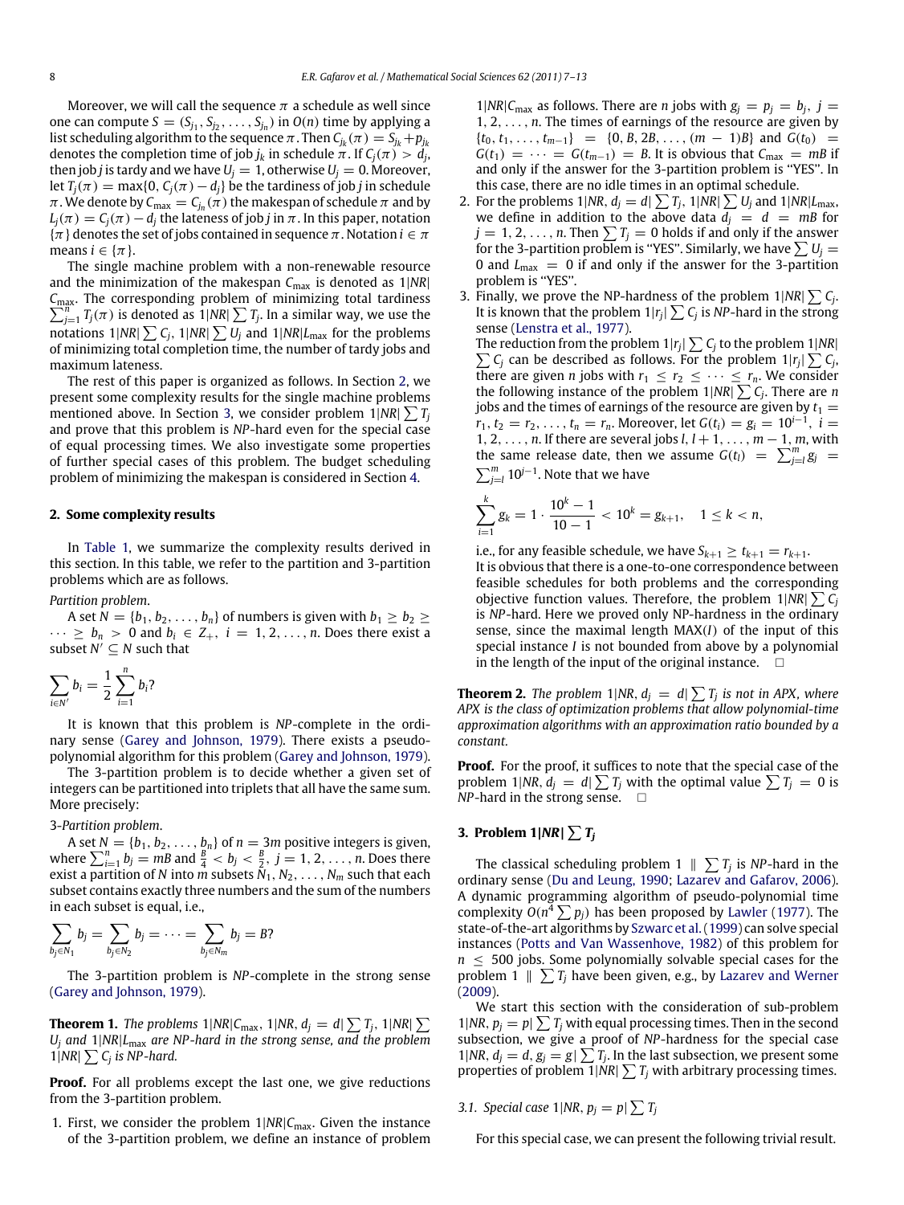Moreover, we will call the sequence $\pi$ a schedule as well since one can compute $S = (S_{j_1}, S_{j_2}, \ldots, S_{j_n})$ in $O(n)$ time by applying a list scheduling algorithm to the sequence $\pi$. Then $C_{j_k}(\pi) = S_{j_k} + p_{j_k}$ denotes the completion time of job $j_k$ in schedule $\pi$. If $C_j(\pi) > d_j$, then job $j$ is tardy and we have $U_j = 1$, otherwise $U_j = 0$. Moreover, let $T_j(\pi) = \max\{0, C_j(\pi) - d_j\}$ be the tardiness of job $j$ in schedule $\pi$. We denote by $C_{\max} = C_{j_n}(\pi)$ the makespan of schedule $\pi$ and by $L_j(\pi) = C_j(\pi) - d_j$ the lateness of job $j$ in $\pi$. In this paper, notation $\{\pi\}$ denotes the set of jobs contained in sequence $\pi$. Notation $i \in \pi$ means $i \in \{\pi\}$.

The single machine problem with a non-renewable resource and the minimization of the makespan $C_{\max}$ is denoted as $1|NR|C_{\max}$. The corresponding problem of minimizing total tardiness $\sum_{j=1}^{n} T_j(\pi)$ is denoted as $1|NR|\sum T_j$. In a similar way, we use the notations $1|NR|\sum C_j$, $1|NR|\sum U_j$ and $1|NR|L_{\max}$ for the problems of minimizing total completion time, the number of tardy jobs and maximum lateness.

The rest of this paper is organized as follows. In Section 2, we present some complexity results for the single machine problems mentioned above. In Section 3, we consider problem $1|NR|\sum T_j$ and prove that this problem is *NP*-hard even for the special case of equal processing times. We also investigate some properties of further special cases of this problem. The budget scheduling problem of minimizing the makespan is considered in Section 4.

## 2. Some complexity results

In Table 1, we summarize the complexity results derived in this section. In this table, we refer to the partition and 3-partition problems which are as follows.

*Partition problem*.

A set $N = \{b_1, b_2, \ldots, b_n\}$ of numbers is given with $b_1 \geq b_2 \geq \cdots \geq b_n > 0$ and $b_i \in Z_+$, $i = 1, 2, \ldots, n$. Does there exist a subset $N' \subseteq N$ such that

$$\sum_{i \in N'} b_i = \frac{1}{2} \sum_{i=1}^{n} b_i?$$

It is known that this problem is *NP*-complete in the ordinary sense (Garey and Johnson, 1979). There exists a pseudo-polynomial algorithm for this problem (Garey and Johnson, 1979).

The 3-partition problem is to decide whether a given set of integers can be partitioned into triplets that all have the same sum. More precisely:

*3-Partition problem*.

A set $N = \{b_1, b_2, \ldots, b_n\}$ of $n = 3m$ positive integers is given, where $\sum_{i=1}^{n} b_i = mB$ and $\frac{B}{4} < b_j < \frac{B}{2}$, $j = 1, 2, \ldots, n$. Does there exist a partition of $N$ into $m$ subsets $N_1, N_2, \ldots, N_m$ such that each subset contains exactly three numbers and the sum of the numbers in each subset is equal, i.e.,

$$\sum_{b_j \in N_1} b_j = \sum_{b_j \in N_2} b_j = \cdots = \sum_{b_j \in N_m} b_j = B?$$

The 3-partition problem is *NP*-complete in the strong sense (Garey and Johnson, 1979).

**Theorem 1.** *The problems $1|NR|C_{\max}$, $1|NR, d_j = d|\sum T_j$, $1|NR|\sum U_j$ and $1|NR|L_{\max}$ are NP-hard in the strong sense, and the problem $1|NR|\sum C_j$ is NP-hard.*

**Proof.** For all problems except the last one, we give reductions from the 3-partition problem.

1. First, we consider the problem $1|NR|C_{\max}$. Given the instance of the 3-partition problem, we define an instance of problem $1|NR|C_{\max}$ as follows. There are $n$ jobs with $g_j = p_j = b_j$, $j = 1, 2, \ldots, n$. The times of earnings of the resource are given by $\{t_0, t_1, \ldots, t_{m-1}\} = \{0, B, 2B, \ldots, (m-1)B\}$ and $G(t_0) = G(t_1) = \cdots = G(t_{m-1}) = B$. It is obvious that $C_{\max} = mB$ if and only if the answer for the 3-partition problem is "YES". In this case, there are no idle times in an optimal schedule.
2. For the problems $1|NR, d_j = d|\sum T_j$, $1|NR|\sum U_j$ and $1|NR|L_{\max}$, we define in addition to the above data $d_j = d = mB$ for $j = 1, 2, \ldots, n$. Then $\sum T_j = 0$ holds if and only if the answer for the 3-partition problem is "YES". Similarly, we have $\sum U_j = 0$ and $L_{\max} = 0$ if and only if the answer for the 3-partition problem is "YES".
3. Finally, we prove the NP-hardness of the problem $1|NR|\sum C_j$. It is known that the problem $1|r_j|\sum C_j$ is *NP*-hard in the strong sense (Lenstra et al., 1977).
   The reduction from the problem $1|r_j|\sum C_j$ to the problem $1|NR|\sum C_j$ can be described as follows. For the problem $1|r_j|\sum C_j$, there are given $n$ jobs with $r_1 \leq r_2 \leq \cdots \leq r_n$. We consider the following instance of the problem $1|NR|\sum C_j$. There are $n$ jobs and the times of earnings of the resource are given by $t_1 = r_1, t_2 = r_2, \ldots, t_n = r_n$. Moreover, let $G(t_i) = g_i = 10^{i-1}$, $i = 1, 2, \ldots, n$. If there are several jobs $l, l+1, \ldots, m-1, m$, with the same release date, then we assume $G(t_l) = \sum_{j=l}^{m} g_j = \sum_{j=l}^{m} 10^{j-1}$. Note that we have
   $$\sum_{i=1}^{k} g_k = 1 \cdot \frac{10^k - 1}{10 - 1} < 10^k = g_{k+1}, \quad 1 \leq k < n,$$
   i.e., for any feasible schedule, we have $S_{k+1} \geq t_{k+1} = r_{k+1}$.
   It is obvious that there is a one-to-one correspondence between feasible schedules for both problems and the corresponding objective function values. Therefore, the problem $1|NR|\sum C_j$ is *NP*-hard. Here we proved only NP-hardness in the ordinary sense, since the maximal length MAX($I$) of the input of this special instance $I$ is not bounded from above by a polynomial in the length of the input of the original instance. $\square$

**Theorem 2.** *The problem $1|NR, d_j = d|\sum T_j$ is not in APX, where APX is the class of optimization problems that allow polynomial-time approximation algorithms with an approximation ratio bounded by a constant.*

**Proof.** For the proof, it suffices to note that the special case of the problem $1|NR, d_j = d|\sum T_j$ with the optimal value $\sum T_j = 0$ is *NP*-hard in the strong sense. $\square$

## 3. Problem $1|NR|\sum T_j$

The classical scheduling problem $1 \parallel \sum T_j$ is *NP*-hard in the ordinary sense (Du and Leung, 1990; Lazarev and Gafarov, 2006). A dynamic programming algorithm of pseudo-polynomial time complexity $O(n^4 \sum p_j)$ has been proposed by Lawler (1977). The state-of-the-art algorithms by Szwarc et al. (1999) can solve special instances (Potts and Van Wassenhove, 1982) of this problem for $n \leq 500$ jobs. Some polynomially solvable special cases for the problem $1 \parallel \sum T_j$ have been given, e.g., by Lazarev and Werner (2009).

We start this section with the consideration of sub-problem $1|NR, p_j = p|\sum T_j$ with equal processing times. Then in the second subsection, we give a proof of *NP*-hardness for the special case $1|NR, d_j = d, g_j = g|\sum T_j$. In the last subsection, we present some properties of problem $1|NR|\sum T_j$ with arbitrary processing times.

### 3.1. Special case $1|NR, p_j = p|\sum T_j$

For this special case, we can present the following trivial result.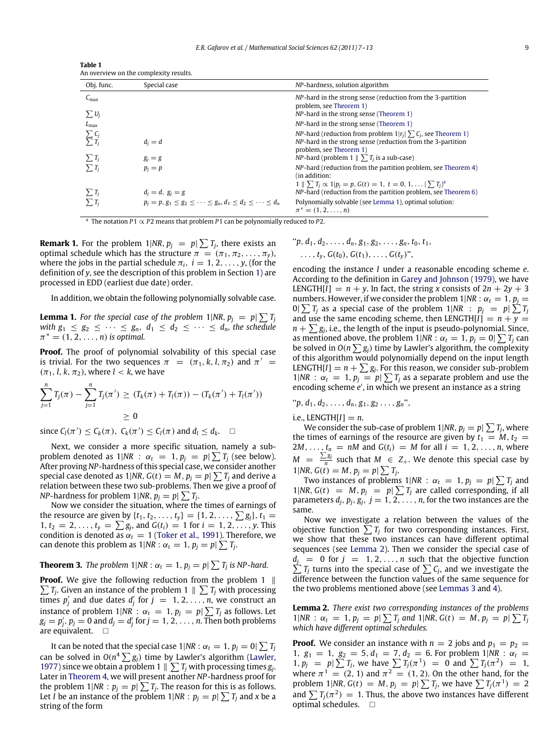**Table 1**
An overview on the complexity results.

| Obj. func. | Special case | *NP*-hardness, solution algorithm |
|---|---|---|
| $C_{\max}$ | | *NP*-hard in the strong sense (reduction from the 3-partition problem, see Theorem 1) |
| $\sum U_j$ | | *NP*-hard in the strong sense (Theorem 1) |
| $L_{\max}$ | | *NP*-hard in the strong sense (Theorem 1) |
| $\sum C_j$ | | *NP*-hard (reduction from problem $1\|r_j\|\sum C_j$, see Theorem 1) |
| $\sum T_j$ | $d_j = d$ | *NP*-hard in the strong sense (reduction from the 3-partition problem, see Theorem 1) |
| $\sum T_j$ | $g_j = g$ | *NP*-hard (problem $1 \parallel \sum T_j$ is a sub-case) |
| $\sum T_j$ | $p_j = p$ | *NP*-hard (reduction from the partition problem, see Theorem 4) (in addition: $1 \parallel \sum T_j \propto 1\|p_j = p, G(t) = 1,\ t = 0, 1, \ldots \|\sum T_j$)[a] |
| $\sum T_j$ | $d_j = d,\ g_j = g$ | *NP*-hard (reduction from the partition problem, see Theorem 6) |
| $\sum T_j$ | $p_j = p, g_1 \le g_2 \le \cdots \le g_n, d_1 \le d_2 \le \cdots \le d_n$ | Polynomially solvable (see Lemma 1), optimal solution: $\pi^* = (1, 2, \ldots, n)$ |

[a] The notation $P1 \propto P2$ means that problem $P1$ can be polynomially reduced to $P2$.

**Remark 1.** For the problem $1|NR, p_j = p|\sum T_j$, there exists an optimal schedule which has the structure $\pi = (\pi_1, \pi_2, \ldots, \pi_y)$, where the jobs in the partial schedule $\pi_i$, $i = 1, 2, \ldots, y$, (for the definition of $y$, see the description of this problem in Section 1) are processed in EDD (earliest due date) order.

In addition, we obtain the following polynomially solvable case.

**Lemma 1.** *For the special case of the problem* $1|NR, p_j = p|\sum T_j$ *with* $g_1 \le g_2 \le \cdots \le g_n$, $d_1 \le d_2 \le \cdots \le d_n$, *the schedule* $\pi^* = (1, 2, \ldots, n)$ *is optimal.*

**Proof.** The proof of polynomial solvability of this special case is trivial. For the two sequences $\pi = (\pi_1, k, l, \pi_2)$ and $\pi' = (\pi_1, l, k, \pi_2)$, where $l < k$, we have

$$\sum_{j=1}^{n} T_j(\pi) - \sum_{j=1}^{n} T_j(\pi') \ge (T_k(\pi) + T_l(\pi)) - (T_k(\pi') + T_l(\pi')) \ge 0$$

since $C_l(\pi') \le C_k(\pi)$, $C_k(\pi') \le C_l(\pi)$ and $d_l \le d_k$. $\square$

Next, we consider a more specific situation, namely a sub-problem denoted as $1|NR : \alpha_t = 1, p_j = p|\sum T_j$ (see below). After proving *NP*-hardness of this special case, we consider another special case denoted as $1|NR, G(t) = M, p_j = p|\sum T_j$ and derive a relation between these two sub-problems. Then we give a proof of *NP*-hardness for problem $1|NR, p_j = p|\sum T_j$.

Now we consider the situation, where the times of earnings of the resource are given by $\{t_1, t_2, \ldots, t_y\} = \{1, 2, \ldots, \sum g_j\}$, $t_1 = 1, t_2 = 2, \ldots, t_y = \sum g_j$, and $G(t_i) = 1$ for $i = 1, 2, \ldots, y$. This condition is denoted as $\alpha_t = 1$ (Toker et al., 1991). Therefore, we can denote this problem as $1|NR : \alpha_t = 1, p_j = p|\sum T_j$.

**Theorem 3.** *The problem* $1|NR : \alpha_t = 1, p_j = p|\sum T_j$ *is NP-hard.*

**Proof.** We give the following reduction from the problem $1 \parallel \sum T_j$. Given an instance of the problem $1 \parallel \sum T_j$ with processing times $p'_j$ and due dates $d'_j$ for $j = 1, 2, \ldots, n$, we construct an instance of problem $1|NR : \alpha_t = 1, p_j = p|\sum T_j$ as follows. Let $g_j = p'_j$, $p_j = 0$ and $d_j = d'_j$ for $j = 1, 2, \ldots, n$. Then both problems are equivalent. $\square$

It can be noted that the special case $1|NR : \alpha_t = 1, p_j = 0|\sum T_j$ can be solved in $O(n^4 \sum g_j)$ time by Lawler's algorithm (Lawler, 1977) since we obtain a problem $1 \parallel \sum T_j$ with processing times $g_j$. Later in Theorem 4, we will present another *NP*-hardness proof for the problem $1|NR : p_j = p|\sum T_j$. The reason for this is as follows. Let $I$ be an instance of the problem $1|NR : p_j = p|\sum T_j$ and $x$ be a string of the form

"$p, d_1, d_2, \ldots, d_n, g_1, g_2, \ldots, g_n, t_0, t_1, \ldots, t_y, G(t_0), G(t_1), \ldots, G(t_y)$",

encoding the instance $I$ under a reasonable encoding scheme $e$. According to the definition in Garey and Johnson (1979), we have LENGTH$[I] = n + y$. In fact, the string $x$ consists of $2n + 2y + 3$ numbers. However, if we consider the problem $1|NR : \alpha_t = 1, p_j = 0|\sum T_j$ as a special case of the problem $1|NR : p_j = p|\sum T_j$ and use the same encoding scheme, then LENGTH$[I] = n + y = n + \sum g_j$, i.e., the length of the input is pseudo-polynomial. Since, as mentioned above, the problem $1|NR : \alpha_t = 1, p_j = 0|\sum T_j$ can be solved in $O(n \sum g_j)$ time by Lawler's algorithm, the complexity of this algorithm would polynomially depend on the input length LENGTH$[I] = n + \sum g_j$. For this reason, we consider sub-problem $1|NR : \alpha_t = 1, p_j = p|\sum T_j$ as a separate problem and use the encoding scheme $e'$, in which we present an instance as a string

"$p, d_1, d_2, \ldots, d_n, g_1, g_2 \ldots, g_n$",

i.e., LENGTH$[I] = n$.

We consider the sub-case of problem $1|NR, p_j = p|\sum T_j$, where the times of earnings of the resource are given by $t_1 = M$, $t_2 = 2M, \ldots, t_n = nM$ and $G(t_i) = M$ for all $i = 1, 2, \ldots, n$, where $M = \frac{\sum g_j}{n}$ such that $M \in Z_+$. We denote this special case by $1|NR, G(t) = M, p_j = p|\sum T_j$.

Two instances of problems $1|NR : \alpha_t = 1, p_j = p|\sum T_j$ and $1|NR, G(t) = M, p_j = p|\sum T_j$ are called corresponding, if all parameters $d_j, p_j, g_j$, $j = 1, 2, \ldots, n$, for the two instances are the same.

Now we investigate a relation between the values of the objective function $\sum T_j$ for two corresponding instances. First, we show that these two instances can have different optimal sequences (see Lemma 2). Then we consider the special case of $d_j = 0$ for $j = 1, 2, \ldots, n$ such that the objective function $\sum T_j$ turns into the special case of $\sum C_j$, and we investigate the difference between the function values of the same sequence for the two problems mentioned above (see Lemmas 3 and 4).

**Lemma 2.** *There exist two corresponding instances of the problems* $1|NR : \alpha_t = 1, p_j = p|\sum T_j$ *and* $1|NR, G(t) = M, p_j = p|\sum T_j$ *which have different optimal schedules.*

**Proof.** We consider an instance with $n = 2$ jobs and $p_1 = p_2 = 1$, $g_1 = 1$, $g_2 = 5$, $d_1 = 7$, $d_2 = 6$. For problem $1|NR : \alpha_t = 1, p_j = p|\sum T_j$, we have $\sum T_j(\pi^1) = 0$ and $\sum T_j(\pi^2) = 1$, where $\pi^1 = (2, 1)$ and $\pi^2 = (1, 2)$. On the other hand, for the problem $1|NR, G(t) = M, p_j = p|\sum T_j$, we have $\sum T_j(\pi^1) = 2$ and $\sum T_j(\pi^2) = 1$. Thus, the above two instances have different optimal schedules. $\square$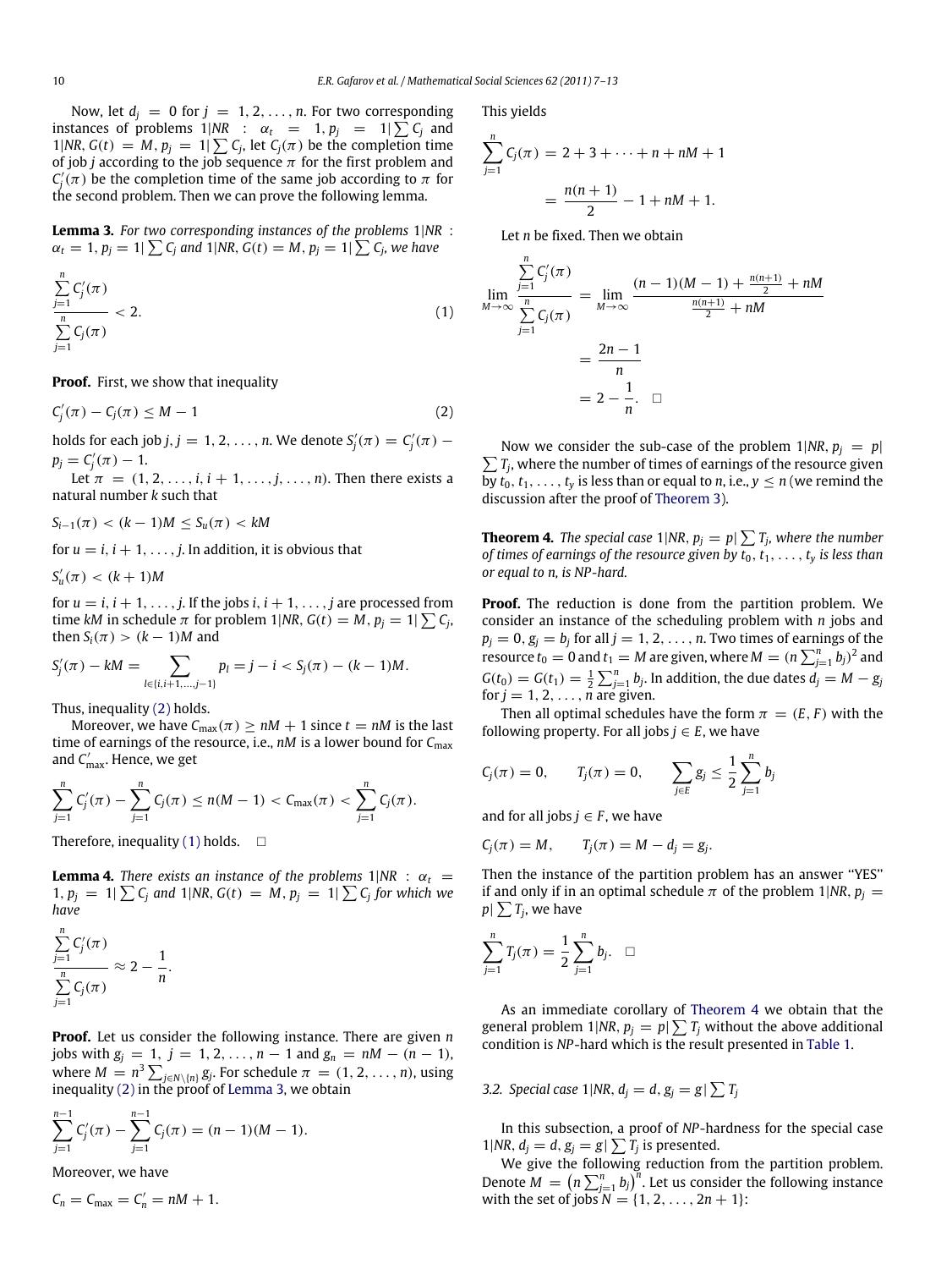Now, let $d_j = 0$ for $j = 1, 2, \ldots, n$. For two corresponding instances of problems $1|NR : \alpha_t = 1, p_j = 1|\sum C_j$ and $1|NR, G(t) = M, p_j = 1|\sum C_j$, let $C_j(\pi)$ be the completion time of job $j$ according to the job sequence $\pi$ for the first problem and $C'_j(\pi)$ be the completion time of the same job according to $\pi$ for the second problem. Then we can prove the following lemma.

**Lemma 3.** *For two corresponding instances of the problems $1|NR : \alpha_t = 1, p_j = 1|\sum C_j$ and $1|NR, G(t) = M, p_j = 1|\sum C_j$, we have*

$$\frac{\sum_{j=1}^{n} C'_j(\pi)}{\sum_{j=1}^{n} C_j(\pi)} < 2. \tag{1}$$

**Proof.** First, we show that inequality

$$C'_j(\pi) - C_j(\pi) \leq M - 1 \tag{2}$$

holds for each job $j$, $j = 1, 2, \ldots, n$. We denote $S'_j(\pi) = C'_j(\pi) - p_j = C'_j(\pi) - 1$.

Let $\pi = (1, 2, \ldots, i, i+1, \ldots, j, \ldots, n)$. Then there exists a natural number $k$ such that

$$S_{i-1}(\pi) < (k-1)M \leq S_u(\pi) < kM$$

for $u = i, i+1, \ldots, j$. In addition, it is obvious that

$$S'_u(\pi) < (k+1)M$$

for $u = i, i+1, \ldots, j$. If the jobs $i, i+1, \ldots, j$ are processed from time $kM$ in schedule $\pi$ for problem $1|NR, G(t) = M, p_j = 1|\sum C_j$, then $S_i(\pi) > (k-1)M$ and

$$S'_j(\pi) - kM = \sum_{l \in \{i, i+1, \ldots, j-1\}} p_l = j - i < S_j(\pi) - (k-1)M.$$

Thus, inequality (2) holds.

Moreover, we have $C_{\max}(\pi) \geq nM + 1$ since $t = nM$ is the last time of earnings of the resource, i.e., $nM$ is a lower bound for $C_{\max}$ and $C'_{\max}$. Hence, we get

$$\sum_{j=1}^{n} C'_j(\pi) - \sum_{j=1}^{n} C_j(\pi) \leq n(M-1) < C_{\max}(\pi) < \sum_{j=1}^{n} C_j(\pi).$$

Therefore, inequality (1) holds. $\square$

**Lemma 4.** *There exists an instance of the problems $1|NR : \alpha_t = 1, p_j = 1|\sum C_j$ and $1|NR, G(t) = M, p_j = 1|\sum C_j$ for which we have*

$$\frac{\sum_{j=1}^{n} C'_j(\pi)}{\sum_{j=1}^{n} C_j(\pi)} \approx 2 - \frac{1}{n}.$$

**Proof.** Let us consider the following instance. There are given $n$ jobs with $g_j = 1$, $j = 1, 2, \ldots, n-1$ and $g_n = nM - (n-1)$, where $M = n^3 \sum_{j \in N \setminus \{n\}} g_j$. For schedule $\pi = (1, 2, \ldots, n)$, using inequality (2) in the proof of Lemma 3, we obtain

$$\sum_{j=1}^{n-1} C'_j(\pi) - \sum_{j=1}^{n-1} C_j(\pi) = (n-1)(M-1).$$

Moreover, we have

$$C_n = C_{\max} = C'_n = nM + 1.$$

This yields

$$\sum_{j=1}^{n} C_j(\pi) = 2 + 3 + \cdots + n + nM + 1$$

$$= \frac{n(n+1)}{2} - 1 + nM + 1.$$

Let $n$ be fixed. Then we obtain

$$\lim_{M \to \infty} \frac{\sum_{j=1}^{n} C'_j(\pi)}{\sum_{j=1}^{n} C_j(\pi)} = \lim_{M \to \infty} \frac{(n-1)(M-1) + \frac{n(n+1)}{2} + nM}{\frac{n(n+1)}{2} + nM}$$

$$= \frac{2n-1}{n}$$

$$= 2 - \frac{1}{n}. \quad \square$$

Now we consider the sub-case of the problem $1|NR, p_j = p|\sum T_j$, where the number of times of earnings of the resource given by $t_0, t_1, \ldots, t_y$ is less than or equal to $n$, i.e., $y \leq n$ (we remind the discussion after the proof of Theorem 3).

**Theorem 4.** *The special case $1|NR, p_j = p|\sum T_j$, where the number of times of earnings of the resource given by $t_0, t_1, \ldots, t_y$ is less than or equal to $n$, is NP-hard.*

**Proof.** The reduction is done from the partition problem. We consider an instance of the scheduling problem with $n$ jobs and $p_j = 0$, $g_j = b_j$ for all $j = 1, 2, \ldots, n$. Two times of earnings of the resource $t_0 = 0$ and $t_1 = M$ are given, where $M = (n \sum_{j=1}^{n} b_j)^2$ and $G(t_0) = G(t_1) = \frac{1}{2} \sum_{j=1}^{n} b_j$. In addition, the due dates $d_j = M - g_j$ for $j = 1, 2, \ldots, n$ are given.

Then all optimal schedules have the form $\pi = (E, F)$ with the following property. For all jobs $j \in E$, we have

$$C_j(\pi) = 0, \qquad T_j(\pi) = 0, \qquad \sum_{j \in E} g_j \leq \frac{1}{2} \sum_{j=1}^{n} b_j$$

and for all jobs $j \in F$, we have

$$C_j(\pi) = M, \qquad T_j(\pi) = M - d_j = g_j.$$

Then the instance of the partition problem has an answer "YES" if and only if in an optimal schedule $\pi$ of the problem $1|NR, p_j = p|\sum T_j$, we have

$$\sum_{j=1}^{n} T_j(\pi) = \frac{1}{2} \sum_{j=1}^{n} b_j. \quad \square$$

As an immediate corollary of Theorem 4 we obtain that the general problem $1|NR, p_j = p|\sum T_j$ without the above additional condition is *NP*-hard which is the result presented in Table 1.

### 3.2. Special case $1|NR, d_j = d, g_j = g|\sum T_j$

In this subsection, a proof of *NP*-hardness for the special case $1|NR, d_j = d, g_j = g|\sum T_j$ is presented.

We give the following reduction from the partition problem. Denote $M = \left(n \sum_{j=1}^{n} b_j\right)^n$. Let us consider the following instance with the set of jobs $N = \{1, 2, \ldots, 2n+1\}$: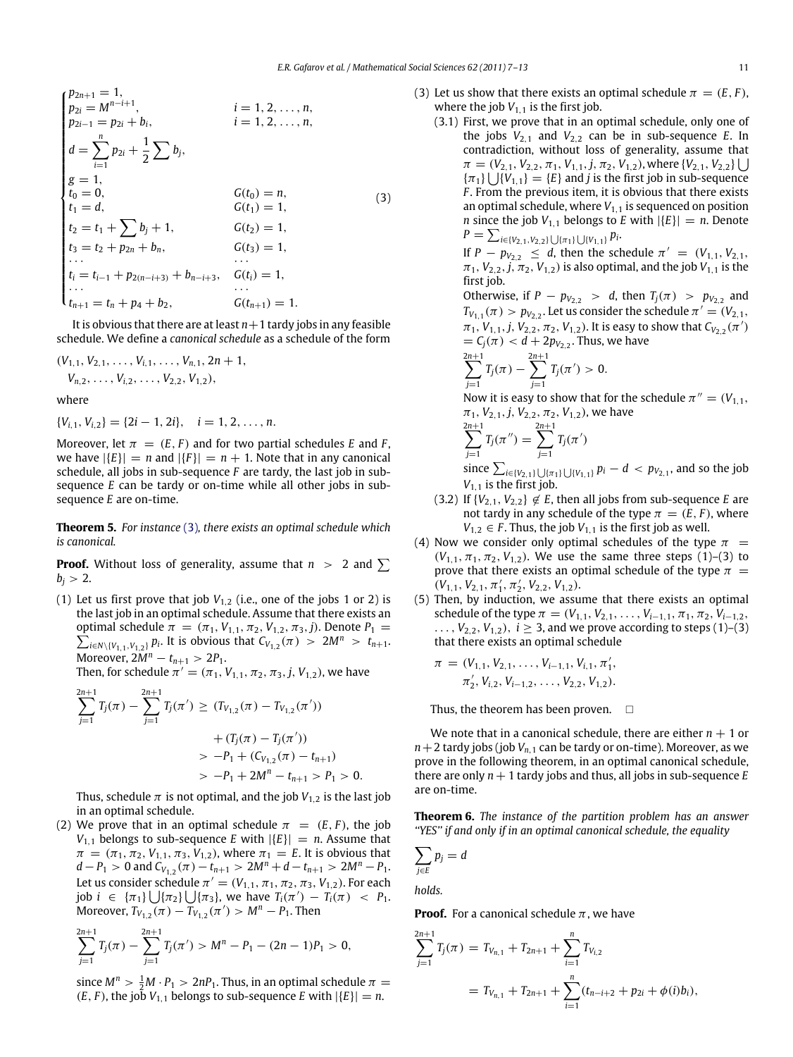$$
\begin{cases}
p_{2n+1} = 1, & \\
p_{2i} = M^{n-i+1}, & i = 1, 2, \ldots, n, \\
p_{2i-1} = p_{2i} + b_i, & i = 1, 2, \ldots, n, \\
d = \sum_{i=1}^{n} p_{2i} + \frac{1}{2} \sum b_j, & \\
g = 1, & \\
t_0 = 0, & G(t_0) = n, \\
t_1 = d, & G(t_1) = 1, \\
t_2 = t_1 + \sum b_j + 1, & G(t_2) = 1, \\
t_3 = t_2 + p_{2n} + b_n, & G(t_3) = 1, \\
\cdots & \cdots \\
t_i = t_{i-1} + p_{2(n-i+3)} + b_{n-i+3}, & G(t_i) = 1, \\
\cdots & \cdots \\
t_{n+1} = t_n + p_4 + b_2, & G(t_{n+1}) = 1.
\end{cases}
\tag{3}
$$

It is obvious that there are at least $n+1$ tardy jobs in any feasible schedule. We define a *canonical schedule* as a schedule of the form

$$(V_{1,1}, V_{2,1}, \ldots, V_{i,1}, \ldots, V_{n,1}, 2n+1, V_{n,2}, \ldots, V_{i,2}, \ldots, V_{2,2}, V_{1,2}),$$

where

$$\{V_{i,1}, V_{i,2}\} = \{2i-1, 2i\}, \quad i = 1, 2, \ldots, n.$$

Moreover, let $\pi = (E, F)$ and for two partial schedules $E$ and $F$, we have $|\{E\}| = n$ and $|\{F\}| = n+1$. Note that in any canonical schedule, all jobs in sub-sequence $F$ are tardy, the last job in sub-sequence $E$ can be tardy or on-time while all other jobs in sub-sequence $E$ are on-time.

**Theorem 5.** *For instance (3), there exists an optimal schedule which is canonical.*

**Proof.** Without loss of generality, assume that $n > 2$ and $\sum b_j > 2$.

(1) Let us first prove that job $V_{1,2}$ (i.e., one of the jobs 1 or 2) is the last job in an optimal schedule. Assume that there exists an optimal schedule $\pi = (\pi_1, V_{1,1}, \pi_2, V_{1,2}, \pi_3, j)$. Denote $P_1 = \sum_{i \in N \setminus \{V_{1,1}, V_{1,2}\}} p_i$. It is obvious that $C_{V_{1,2}}(\pi) > 2M^n > t_{n+1}$. Moreover, $2M^n - t_{n+1} > 2P_1$.

Then, for schedule $\pi' = (\pi_1, V_{1,1}, \pi_2, \pi_3, j, V_{1,2})$, we have

$$
\begin{aligned}
\sum_{j=1}^{2n+1} T_j(\pi) - \sum_{j=1}^{2n+1} T_j(\pi') &\geq (T_{V_{1,2}}(\pi) - T_{V_{1,2}}(\pi')) \\
&\quad + (T_j(\pi) - T_j(\pi')) \\
&> -P_1 + (C_{V_{1,2}}(\pi) - t_{n+1}) \\
&> -P_1 + 2M^n - t_{n+1} > P_1 > 0.
\end{aligned}
$$

Thus, schedule $\pi$ is not optimal, and the job $V_{1,2}$ is the last job in an optimal schedule.

(2) We prove that in an optimal schedule $\pi = (E, F)$, the job $V_{1,1}$ belongs to sub-sequence $E$ with $|\{E\}| = n$. Assume that $\pi = (\pi_1, \pi_2, V_{1,1}, \pi_3, V_{1,2})$, where $\pi_1 = E$. It is obvious that $d - P_1 > 0$ and $C_{V_{1,2}}(\pi) - t_{n+1} > 2M^n + d - t_{n+1} > 2M^n - P_1$. Let us consider schedule $\pi' = (V_{1,1}, \pi_1, \pi_2, \pi_3, V_{1,2})$. For each job $i \in \{\pi_1\} \bigcup \{\pi_2\} \bigcup \{\pi_3\}$, we have $T_i(\pi') - T_i(\pi) < P_1$. Moreover, $T_{V_{1,2}}(\pi) - T_{V_{1,2}}(\pi') > M^n - P_1$. Then

$$\sum_{j=1}^{2n+1} T_j(\pi) - \sum_{j=1}^{2n+1} T_j(\pi') > M^n - P_1 - (2n-1)P_1 > 0,$$

since $M^n > \frac{1}{2} M \cdot P_1 > 2nP_1$. Thus, in an optimal schedule $\pi = (E, F)$, the job $V_{1,1}$ belongs to sub-sequence $E$ with $|\{E\}| = n$.

(3) Let us show that there exists an optimal schedule $\pi = (E, F)$, where the job $V_{1,1}$ is the first job.

(3.1) First, we prove that in an optimal schedule, only one of the jobs $V_{2,1}$ and $V_{2,2}$ can be in sub-sequence $E$. In contradiction, without loss of generality, assume that $\pi = (V_{2,1}, V_{2,2}, \pi_1, V_{1,1}, j, \pi_2, V_{1,2})$, where $\{V_{2,1}, V_{2,2}\} \bigcup \{\pi_1\} \bigcup \{V_{1,1}\} = \{E\}$ and $j$ is the first job in sub-sequence $F$. From the previous item, it is obvious that there exists an optimal schedule, where $V_{1,1}$ is sequenced on position $n$ since the job $V_{1,1}$ belongs to $E$ with $|\{E\}| = n$. Denote $P = \sum_{i \in \{V_{2,1}, V_{2,2}\} \bigcup \{\pi_1\} \bigcup \{V_{1,1}\}} p_i$.

If $P - p_{V_{2,2}} \leq d$, then the schedule $\pi' = (V_{1,1}, V_{2,1}, \pi_1, V_{2,2}, j, \pi_2, V_{1,2})$ is also optimal, and the job $V_{1,1}$ is the first job.

Otherwise, if $P - p_{V_{2,2}} > d$, then $T_j(\pi) > p_{V_{2,2}}$ and $T_{V_{1,1}}(\pi) > p_{V_{2,2}}$. Let us consider the schedule $\pi' = (V_{2,1}, \pi_1, V_{1,1}, j, V_{2,2}, \pi_2, V_{1,2})$. It is easy to show that $C_{V_{2,2}}(\pi') = C_j(\pi) < d + 2p_{V_{2,2}}$. Thus, we have

$$\sum_{j=1}^{2n+1} T_j(\pi) - \sum_{j=1}^{2n+1} T_j(\pi') > 0.$$

Now it is easy to show that for the schedule $\pi'' = (V_{1,1}, \pi_1, V_{2,1}, j, V_{2,2}, \pi_2, V_{1,2})$, we have

$$\sum_{j=1}^{2n+1} T_j(\pi'') = \sum_{j=1}^{2n+1} T_j(\pi')$$

since $\sum_{i \in \{V_{2,1}\} \bigcup \{\pi_1\} \bigcup \{V_{1,1}\}} p_i - d < p_{V_{2,1}}$, and so the job $V_{1,1}$ is the first job.

(3.2) If $\{V_{2,1}, V_{2,2}\} \not\in E$, then all jobs from sub-sequence $E$ are not tardy in any schedule of the type $\pi = (E, F)$, where $V_{1,2} \in F$. Thus, the job $V_{1,1}$ is the first job as well.

(4) Now we consider only optimal schedules of the type $\pi = (V_{1,1}, \pi_1, \pi_2, V_{1,2})$. We use the same three steps (1)–(3) to prove that there exists an optimal schedule of the type $\pi = (V_{1,1}, V_{2,1}, \pi'_1, \pi'_2, V_{2,2}, V_{1,2})$.

(5) Then, by induction, we assume that there exists an optimal schedule of the type $\pi = (V_{1,1}, V_{2,1}, \ldots, V_{i-1,1}, \pi_1, \pi_2, V_{i-1,2}, \ldots, V_{2,2}, V_{1,2})$, $i \geq 3$, and we prove according to steps (1)–(3) that there exists an optimal schedule

$$\pi = (V_{1,1}, V_{2,1}, \ldots, V_{i-1,1}, V_{i,1}, \pi'_1, \pi'_2, V_{i,2}, V_{i-1,2}, \ldots, V_{2,2}, V_{1,2}).$$

Thus, the theorem has been proven. $\square$

We note that in a canonical schedule, there are either $n+1$ or $n+2$ tardy jobs (job $V_{n,1}$ can be tardy or on-time). Moreover, as we prove in the following theorem, in an optimal canonical schedule, there are only $n+1$ tardy jobs and thus, all jobs in sub-sequence $E$ are on-time.

**Theorem 6.** *The instance of the partition problem has an answer "YES" if and only if in an optimal canonical schedule, the equality*

$$\sum_{j \in E} p_j = d$$

*holds.*

**Proof.** For a canonical schedule $\pi$, we have

$$
\begin{aligned}
\sum_{j=1}^{2n+1} T_j(\pi) &= T_{V_{n,1}} + T_{2n+1} + \sum_{i=1}^{n} T_{V_{i,2}} \\
&= T_{V_{n,1}} + T_{2n+1} + \sum_{i=1}^{n} (t_{n-i+2} + p_{2i} + \phi(i) b_i),
\end{aligned}
$$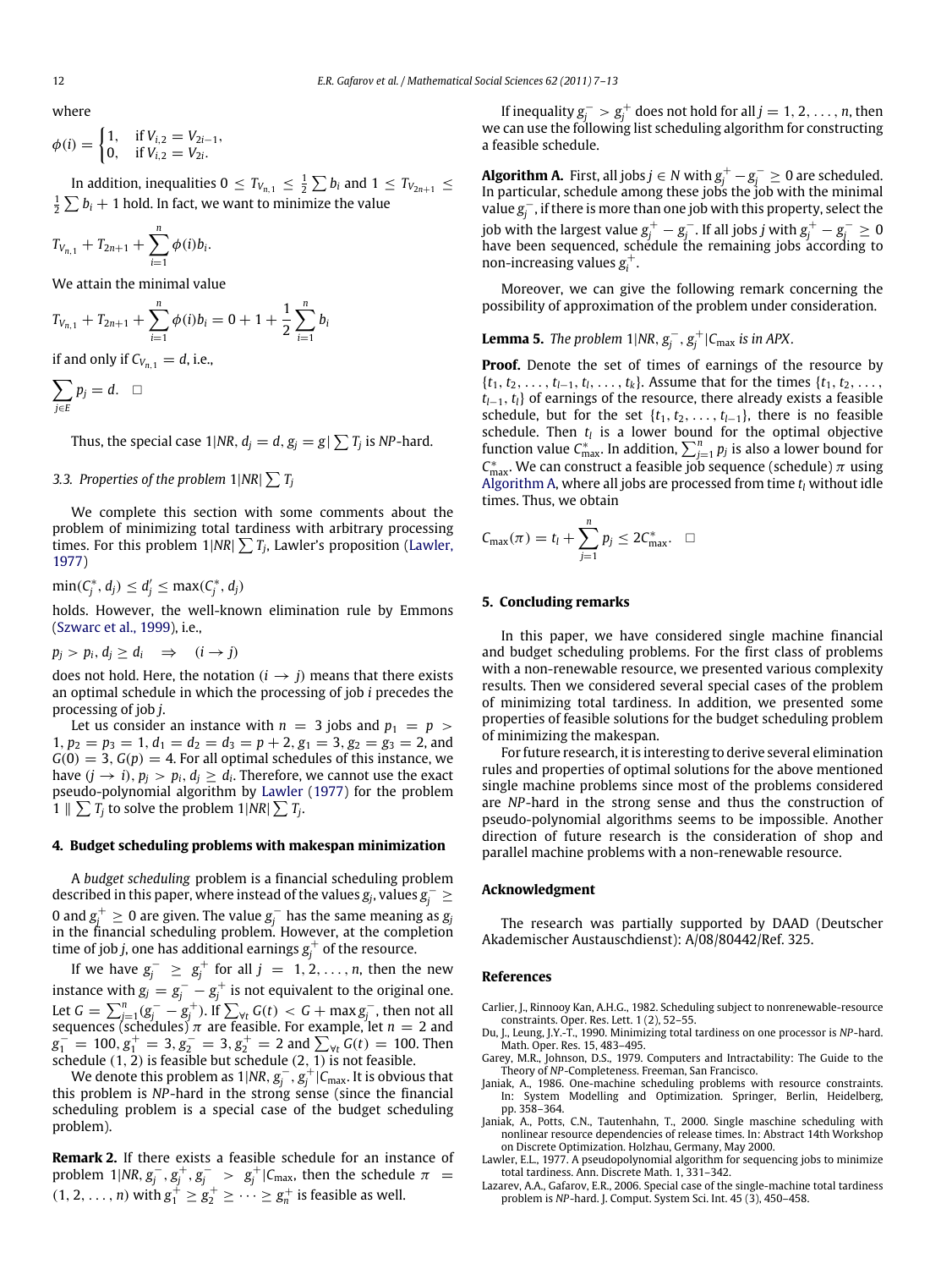where

$$\phi(i) = \begin{cases} 1, & \text{if } V_{i,2} = V_{2i-1}, \\ 0, & \text{if } V_{i,2} = V_{2i}. \end{cases}$$

In addition, inequalities $0 \le T_{V_{n,1}} \le \frac{1}{2}\sum b_i$ and $1 \le T_{V_{2n+1}} \le \frac{1}{2}\sum b_i + 1$ hold. In fact, we want to minimize the value

$$T_{V_{n,1}} + T_{2n+1} + \sum_{i=1}^{n} \phi(i) b_i.$$

We attain the minimal value

$$T_{V_{n,1}} + T_{2n+1} + \sum_{i=1}^{n} \phi(i) b_i = 0 + 1 + \frac{1}{2}\sum_{i=1}^{n} b_i$$

if and only if $C_{V_{n,1}} = d$, i.e.,

$$\sum_{j \in E} p_j = d. \quad \square$$

Thus, the special case $1|NR, d_j = d, g_j = g| \sum T_j$ is *NP*-hard.

### 3.3. Properties of the problem $1|NR| \sum T_j$

We complete this section with some comments about the problem of minimizing total tardiness with arbitrary processing times. For this problem $1|NR| \sum T_j$, Lawler's proposition (Lawler, 1977)

$$\min(C_j^*, d_j) \le d_j' \le \max(C_j^*, d_j)$$

holds. However, the well-known elimination rule by Emmons (Szwarc et al., 1999), i.e.,

$$p_j > p_i, d_j \ge d_i \quad \Rightarrow \quad (i \to j)$$

does not hold. Here, the notation $(i \to j)$ means that there exists an optimal schedule in which the processing of job $i$ precedes the processing of job $j$.

Let us consider an instance with $n = 3$ jobs and $p_1 = p > 1$, $p_2 = p_3 = 1$, $d_1 = d_2 = d_3 = p + 2$, $g_1 = 3$, $g_2 = g_3 = 2$, and $G(0) = 3$, $G(p) = 4$. For all optimal schedules of this instance, we have $(j \to i)$, $p_j > p_i$, $d_j \ge d_i$. Therefore, we cannot use the exact pseudo-polynomial algorithm by Lawler (1977) for the problem $1 \parallel \sum T_j$ to solve the problem $1|NR| \sum T_j$.

## 4. Budget scheduling problems with makespan minimization

A *budget scheduling* problem is a financial scheduling problem described in this paper, where instead of the values $g_j$, values $g_j^- \ge 0$ and $g_j^+ \ge 0$ are given. The value $g_j^-$ has the same meaning as $g_j$ in the financial scheduling problem. However, at the completion time of job $j$, one has additional earnings $g_j^+$ of the resource.

If we have $g_j^- \ge g_j^+$ for all $j = 1, 2, \ldots, n$, then the new instance with $g_j = g_j^- - g_j^+$ is not equivalent to the original one. Let $G = \sum_{j=1}^{n}(g_j^- - g_j^+)$. If $\sum_{\forall t} G(t) < G + \max g_i^-$, then not all sequences (schedules) $\pi$ are feasible. For example, let $n = 2$ and $g_1^- = 100$, $g_1^+ = 3$, $g_2^- = 3$, $g_2^+ = 2$ and $\sum_{\forall t} G(t) = 100$. Then schedule $(1, 2)$ is feasible but schedule $(2, 1)$ is not feasible.

We denote this problem as $1|NR, g_j^-, g_j^+|C_{\max}$. It is obvious that this problem is *NP*-hard in the strong sense (since the financial scheduling problem is a special case of the budget scheduling problem).

**Remark 2.** If there exists a feasible schedule for an instance of problem $1|NR, g_j^-, g_j^+, g_j^- > g_j^+|C_{\max}$, then the schedule $\pi = (1, 2, \ldots, n)$ with $g_1^+ \ge g_2^+ \ge \cdots \ge g_n^+$ is feasible as well.

If inequality $g_j^- > g_j^+$ does not hold for all $j = 1, 2, \ldots, n$, then we can use the following list scheduling algorithm for constructing a feasible schedule.

**Algorithm A.** First, all jobs $j \in N$ with $g_j^+ - g_j^- \ge 0$ are scheduled. In particular, schedule among these jobs the job with the minimal value $g_j^-$, if there is more than one job with this property, select the job with the largest value $g_j^+ - g_j^-$. If all jobs $j$ with $g_j^+ - g_j^- \ge 0$ have been sequenced, schedule the remaining jobs according to non-increasing values $g_i^+$.

Moreover, we can give the following remark concerning the possibility of approximation of the problem under consideration.

**Lemma 5.** *The problem* $1|NR, g_j^-, g_j^+|C_{\max}$ *is in APX.*

**Proof.** Denote the set of times of earnings of the resource by $\{t_1, t_2, \ldots, t_{l-1}, t_l, \ldots, t_k\}$. Assume that for the times $\{t_1, t_2, \ldots, t_{l-1}, t_l\}$ of earnings of the resource, there already exists a feasible schedule, but for the set $\{t_1, t_2, \ldots, t_{l-1}\}$, there is no feasible schedule. Then $t_l$ is a lower bound for the optimal objective function value $C_{\max}^*$. In addition, $\sum_{j=1}^{n} p_j$ is also a lower bound for $C_{\max}^*$. We can construct a feasible job sequence (schedule) $\pi$ using Algorithm A, where all jobs are processed from time $t_l$ without idle times. Thus, we obtain

$$C_{\max}(\pi) = t_l + \sum_{j=1}^{n} p_j \le 2C_{\max}^*. \quad \square$$

## 5. Concluding remarks

In this paper, we have considered single machine financial and budget scheduling problems. For the first class of problems with a non-renewable resource, we presented various complexity results. Then we considered several special cases of the problem of minimizing total tardiness. In addition, we presented some properties of feasible solutions for the budget scheduling problem of minimizing the makespan.

For future research, it is interesting to derive several elimination rules and properties of optimal solutions for the above mentioned single machine problems since most of the problems considered are *NP*-hard in the strong sense and thus the construction of pseudo-polynomial algorithms seems to be impossible. Another direction of future research is the consideration of shop and parallel machine problems with a non-renewable resource.

## Acknowledgment

The research was partially supported by DAAD (Deutscher Akademischer Austauschdienst): A/08/80442/Ref. 325.

## References

Carlier, J., Rinnooy Kan, A.H.G., 1982. Scheduling subject to nonrenewable-resource constraints. Oper. Res. Lett. 1 (2), 52–55.

Du, J., Leung, J.Y.-T., 1990. Minimizing total tardiness on one processor is *NP*-hard. Math. Oper. Res. 15, 483–495.

Garey, M.R., Johnson, D.S., 1979. Computers and Intractability: The Guide to the Theory of *NP*-Completeness. Freeman, San Francisco.

Janiak, A., 1986. One-machine scheduling problems with resource constraints. In: System Modelling and Optimization. Springer, Berlin, Heidelberg, pp. 358–364.

Janiak, A., Potts, C.N., Tautenhahn, T., 2000. Single machine scheduling with nonlinear resource dependencies of release times. In: Abstract 14th Workshop on Discrete Optimization. Holzhau, Germany, May 2000.

Lawler, E.L., 1977. A pseudopolynomial algorithm for sequencing jobs to minimize total tardiness. Ann. Discrete Math. 1, 331–342.

Lazarev, A.A., Gafarov, E.R., 2006. Special case of the single-machine total tardiness problem is *NP*-hard. J. Comput. System Sci. Int. 45 (3), 450–458.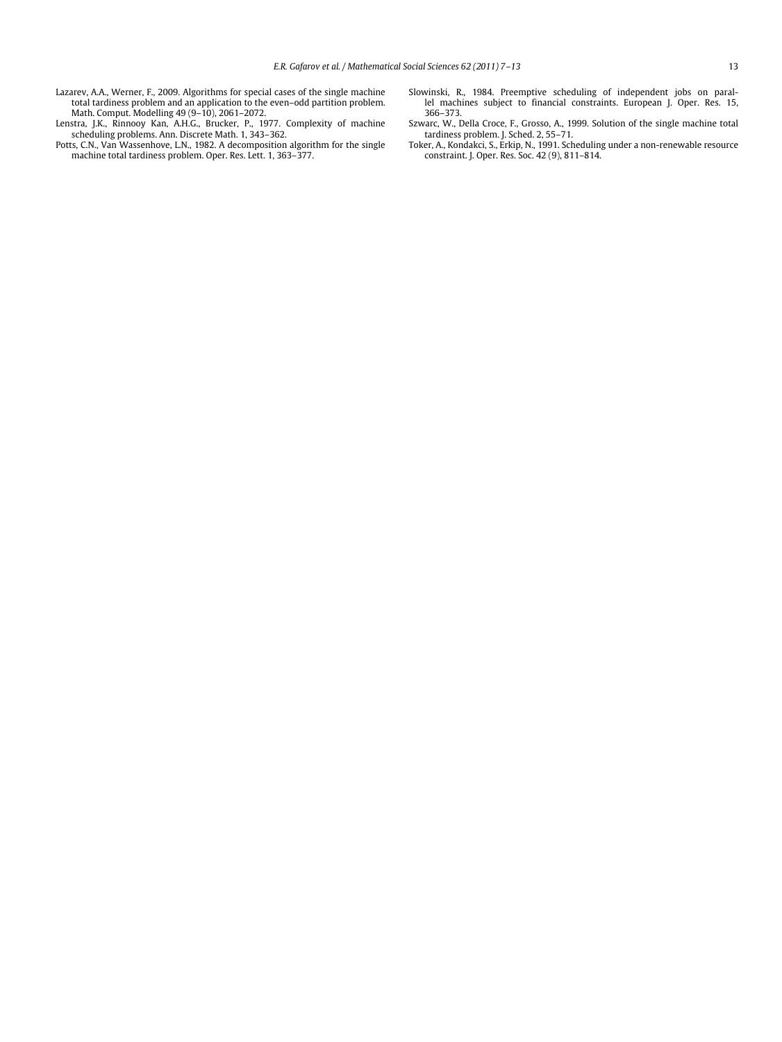Lazarev, A.A., Werner, F., 2009. Algorithms for special cases of the single machine total tardiness problem and an application to the even–odd partition problem. Math. Comput. Modelling 49 (9–10), 2061–2072.

Lenstra, J.K., Rinnooy Kan, A.H.G., Brucker, P., 1977. Complexity of machine scheduling problems. Ann. Discrete Math. 1, 343–362.

Potts, C.N., Van Wassenhove, L.N., 1982. A decomposition algorithm for the single machine total tardiness problem. Oper. Res. Lett. 1, 363–377.

Slowinski, R., 1984. Preemptive scheduling of independent jobs on parallel machines subject to financial constraints. European J. Oper. Res. 15, 366–373.

Szwarc, W., Della Croce, F., Grosso, A., 1999. Solution of the single machine total tardiness problem. J. Sched. 2, 55–71.

Toker, A., Kondakci, S., Erkip, N., 1991. Scheduling under a non-renewable resource constraint. J. Oper. Res. Soc. 42 (9), 811–814.